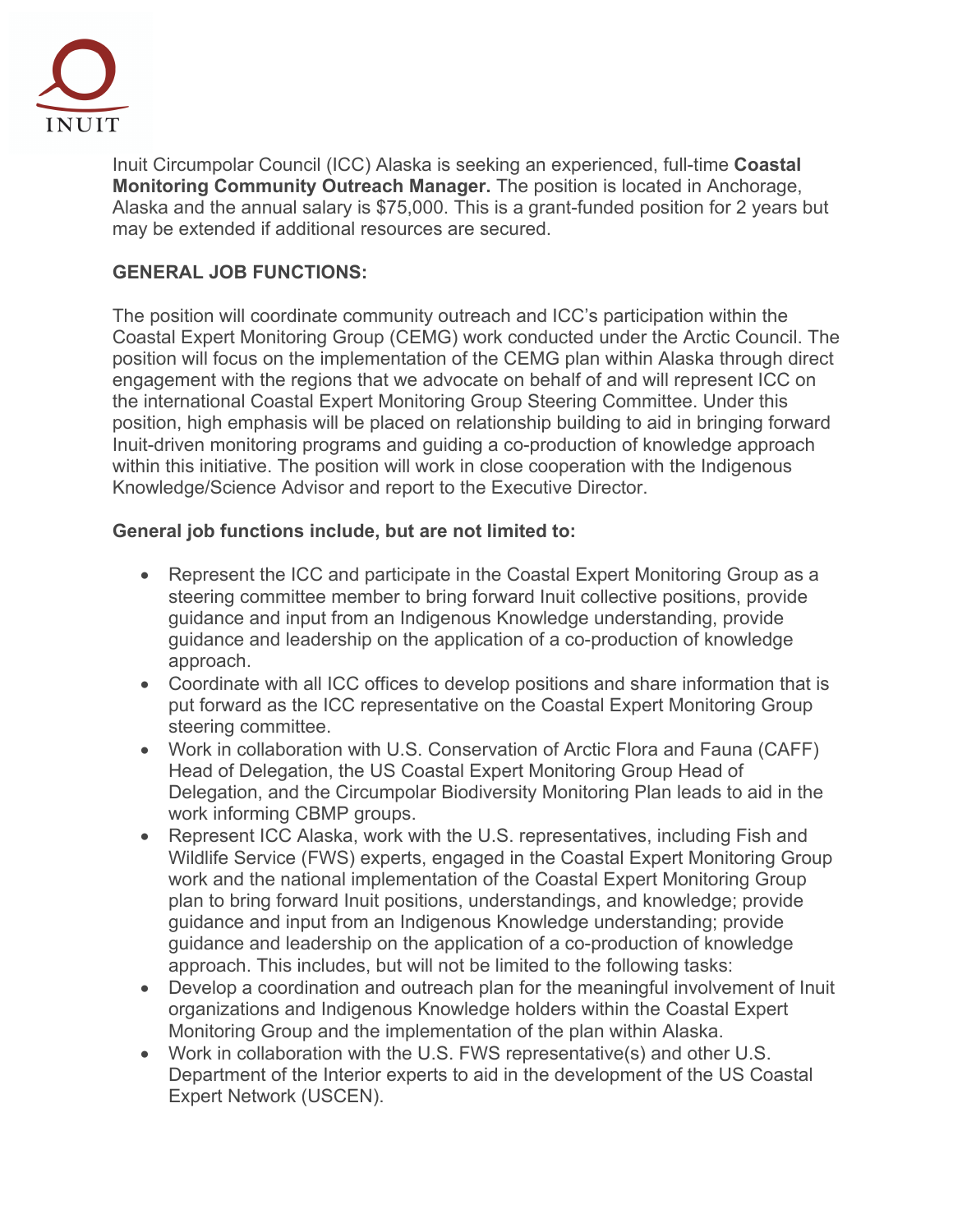INUIT

Inuit Circumpolar Council (ICC) Alaska is seeking an experienced, full-time **Coastal Monitoring Community Outreach Manager.** The position is located in Anchorage, Alaska and the annual salary is $75,000. This is a grant-funded position for 2 years but may be extended if additional resources are secured.

**GENERAL JOB FUNCTIONS:**

The position will coordinate community outreach and ICC's participation within the Coastal Expert Monitoring Group (CEMG) work conducted under the Arctic Council. The position will focus on the implementation of the CEMG plan within Alaska through direct engagement with the regions that we advocate on behalf of and will represent ICC on the international Coastal Expert Monitoring Group Steering Committee. Under this position, high emphasis will be placed on relationship building to aid in bringing forward Inuit-driven monitoring programs and guiding a co-production of knowledge approach within this initiative. The position will work in close cooperation with the Indigenous Knowledge/Science Advisor and report to the Executive Director.

**General job functions include, but are not limited to:**

- Represent the ICC and participate in the Coastal Expert Monitoring Group as a steering committee member to bring forward Inuit collective positions, provide guidance and input from an Indigenous Knowledge understanding, provide guidance and leadership on the application of a co-production of knowledge approach.
- Coordinate with all ICC offices to develop positions and share information that is put forward as the ICC representative on the Coastal Expert Monitoring Group steering committee.
- Work in collaboration with U.S. Conservation of Arctic Flora and Fauna (CAFF) Head of Delegation, the US Coastal Expert Monitoring Group Head of Delegation, and the Circumpolar Biodiversity Monitoring Plan leads to aid in the work informing CBMP groups.
- Represent ICC Alaska, work with the U.S. representatives, including Fish and Wildlife Service (FWS) experts, engaged in the Coastal Expert Monitoring Group work and the national implementation of the Coastal Expert Monitoring Group plan to bring forward Inuit positions, understandings, and knowledge; provide guidance and input from an Indigenous Knowledge understanding; provide guidance and leadership on the application of a co-production of knowledge approach. This includes, but will not be limited to the following tasks:
- Develop a coordination and outreach plan for the meaningful involvement of Inuit organizations and Indigenous Knowledge holders within the Coastal Expert Monitoring Group and the implementation of the plan within Alaska.
- Work in collaboration with the U.S. FWS representative(s) and other U.S. Department of the Interior experts to aid in the development of the US Coastal Expert Network (USCEN).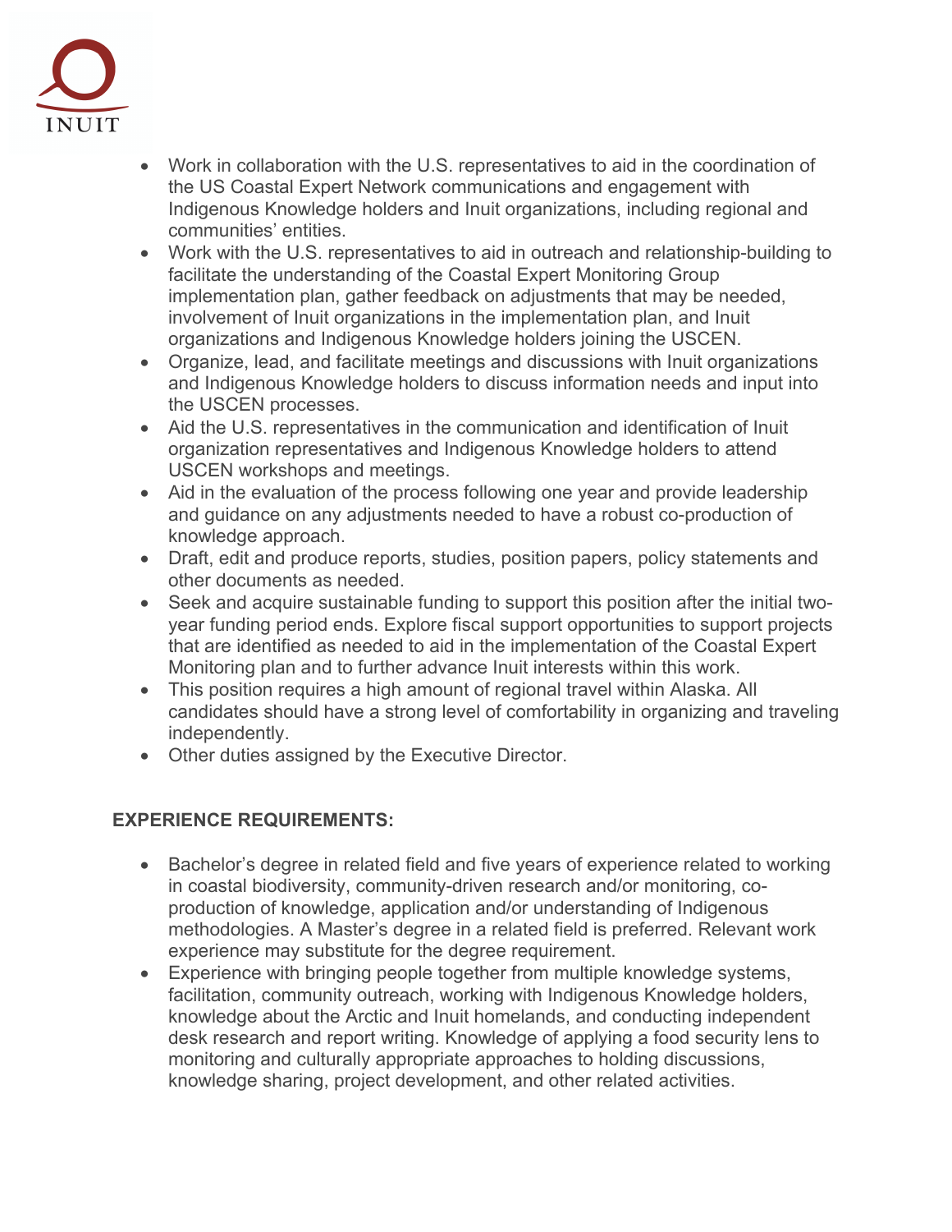- Work in collaboration with the U.S. representatives to aid in the coordination of the US Coastal Expert Network communications and engagement with Indigenous Knowledge holders and Inuit organizations, including regional and communities' entities.
- Work with the U.S. representatives to aid in outreach and relationship-building to facilitate the understanding of the Coastal Expert Monitoring Group implementation plan, gather feedback on adjustments that may be needed, involvement of Inuit organizations in the implementation plan, and Inuit organizations and Indigenous Knowledge holders joining the USCEN.
- Organize, lead, and facilitate meetings and discussions with Inuit organizations and Indigenous Knowledge holders to discuss information needs and input into the USCEN processes.
- Aid the U.S. representatives in the communication and identification of Inuit organization representatives and Indigenous Knowledge holders to attend USCEN workshops and meetings.
- Aid in the evaluation of the process following one year and provide leadership and guidance on any adjustments needed to have a robust co-production of knowledge approach.
- Draft, edit and produce reports, studies, position papers, policy statements and other documents as needed.
- Seek and acquire sustainable funding to support this position after the initial two-year funding period ends. Explore fiscal support opportunities to support projects that are identified as needed to aid in the implementation of the Coastal Expert Monitoring plan and to further advance Inuit interests within this work.
- This position requires a high amount of regional travel within Alaska. All candidates should have a strong level of comfortability in organizing and traveling independently.
- Other duties assigned by the Executive Director.

**EXPERIENCE REQUIREMENTS:**

- Bachelor's degree in related field and five years of experience related to working in coastal biodiversity, community-driven research and/or monitoring, co-production of knowledge, application and/or understanding of Indigenous methodologies. A Master's degree in a related field is preferred. Relevant work experience may substitute for the degree requirement.
- Experience with bringing people together from multiple knowledge systems, facilitation, community outreach, working with Indigenous Knowledge holders, knowledge about the Arctic and Inuit homelands, and conducting independent desk research and report writing. Knowledge of applying a food security lens to monitoring and culturally appropriate approaches to holding discussions, knowledge sharing, project development, and other related activities.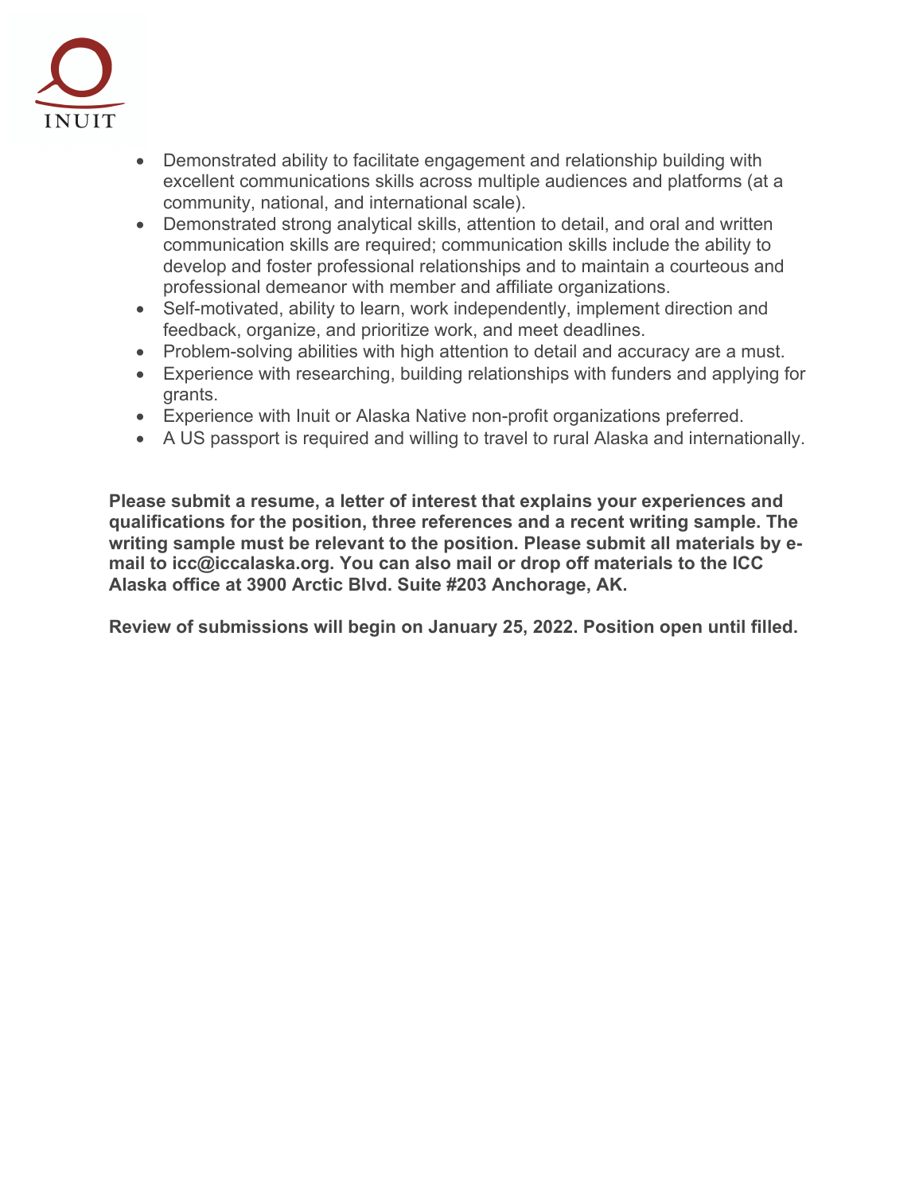- Demonstrated ability to facilitate engagement and relationship building with excellent communications skills across multiple audiences and platforms (at a community, national, and international scale).
- Demonstrated strong analytical skills, attention to detail, and oral and written communication skills are required; communication skills include the ability to develop and foster professional relationships and to maintain a courteous and professional demeanor with member and affiliate organizations.
- Self-motivated, ability to learn, work independently, implement direction and feedback, organize, and prioritize work, and meet deadlines.
- Problem-solving abilities with high attention to detail and accuracy are a must.
- Experience with researching, building relationships with funders and applying for grants.
- Experience with Inuit or Alaska Native non-profit organizations preferred.
- A US passport is required and willing to travel to rural Alaska and internationally.

**Please submit a resume, a letter of interest that explains your experiences and qualifications for the position, three references and a recent writing sample. The writing sample must be relevant to the position. Please submit all materials by e-mail to icc@iccalaska.org. You can also mail or drop off materials to the ICC Alaska office at 3900 Arctic Blvd. Suite #203 Anchorage, AK.**

**Review of submissions will begin on January 25, 2022. Position open until filled.**